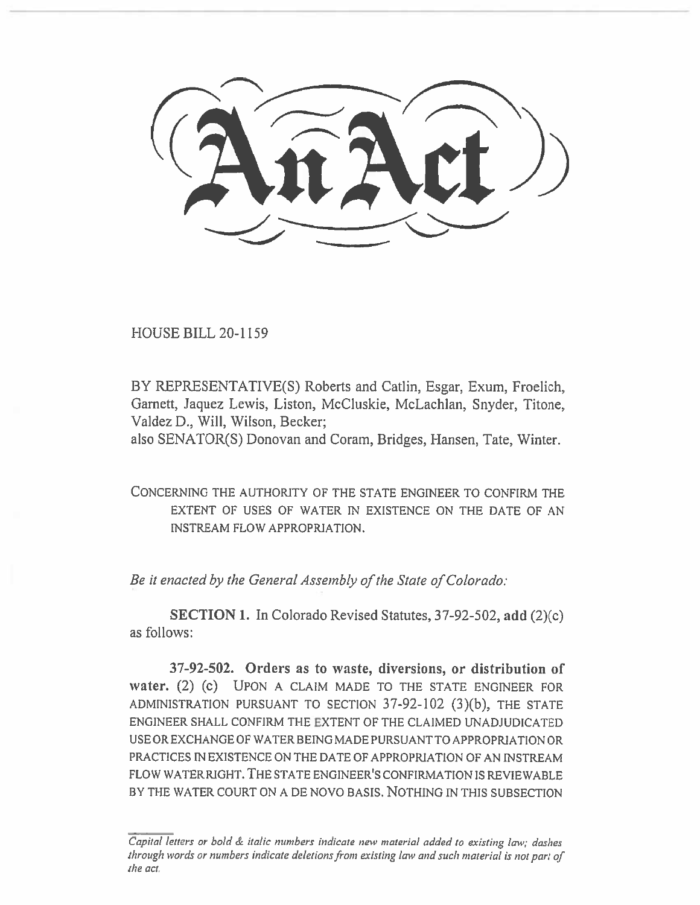# An Act

HOUSE BILL 20-1159

BY REPRESENTATIVE(S) Roberts and Catlin, Esgar, Exum, Froelich, Garnett, Jaquez Lewis, Liston, McCluskie, McLachlan, Snyder, Titone, Valdez D., Will, Wilson, Becker;
also SENATOR(S) Donovan and Coram, Bridges, Hansen, Tate, Winter.

CONCERNING THE AUTHORITY OF THE STATE ENGINEER TO CONFIRM THE EXTENT OF USES OF WATER IN EXISTENCE ON THE DATE OF AN INSTREAM FLOW APPROPRIATION.

*Be it enacted by the General Assembly of the State of Colorado:*

**SECTION 1.** In Colorado Revised Statutes, 37-92-502, **add** (2)(c) as follows:

**37-92-502. Orders as to waste, diversions, or distribution of water.** (2) (c) UPON A CLAIM MADE TO THE STATE ENGINEER FOR ADMINISTRATION PURSUANT TO SECTION 37-92-102 (3)(b), THE STATE ENGINEER SHALL CONFIRM THE EXTENT OF THE CLAIMED UNADJUDICATED USE OR EXCHANGE OF WATER BEING MADE PURSUANT TO APPROPRIATION OR PRACTICES IN EXISTENCE ON THE DATE OF APPROPRIATION OF AN INSTREAM FLOW WATER RIGHT. THE STATE ENGINEER'S CONFIRMATION IS REVIEWABLE BY THE WATER COURT ON A DE NOVO BASIS. NOTHING IN THIS SUBSECTION

*Capital letters or bold & italic numbers indicate new material added to existing law; dashes through words or numbers indicate deletions from existing law and such material is not part of the act.*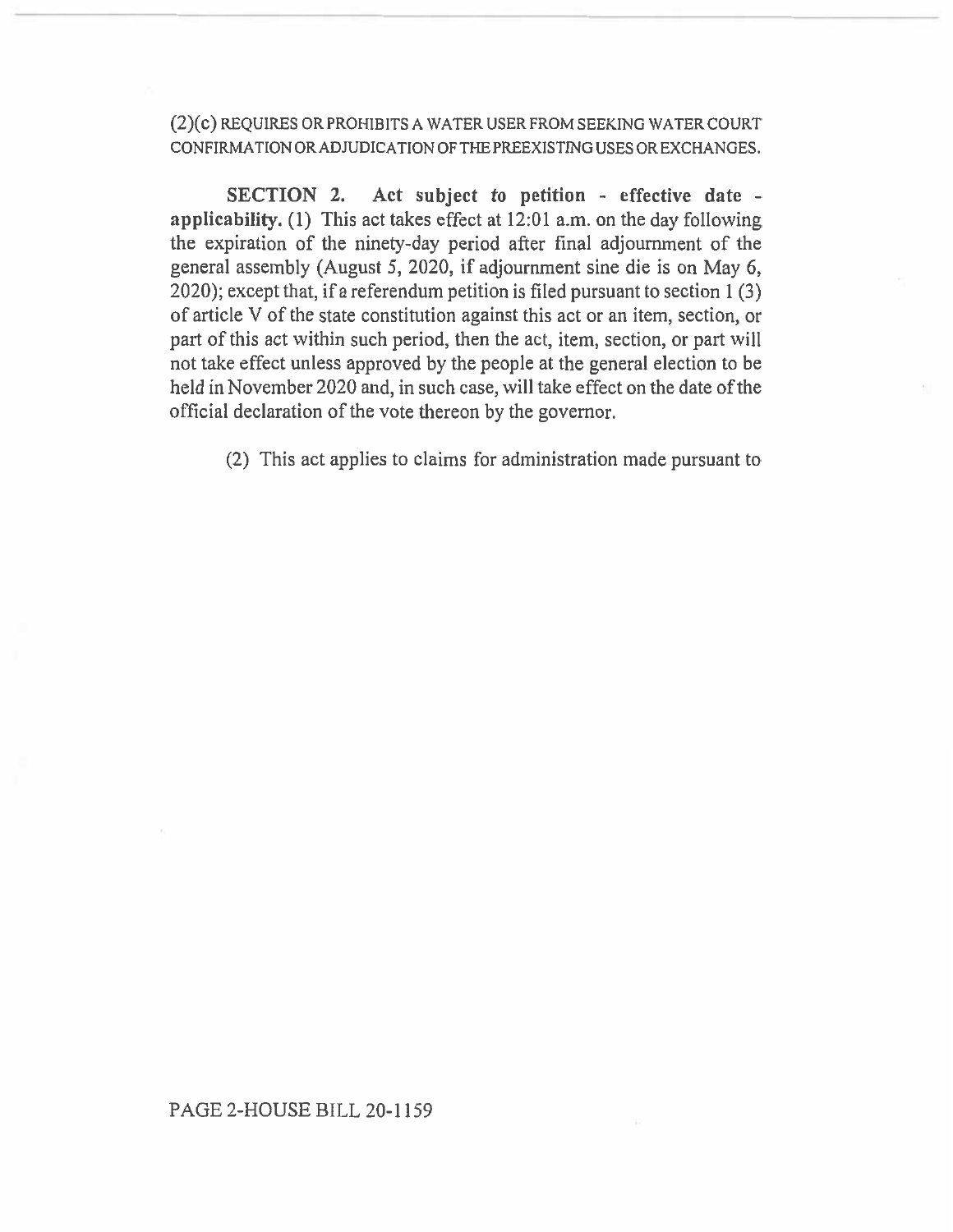(2)(c) REQUIRES OR PROHIBITS A WATER USER FROM SEEKING WATER COURT CONFIRMATION OR ADJUDICATION OF THE PREEXISTING USES OR EXCHANGES.

**SECTION 2. Act subject to petition - effective date - applicability.** (1) This act takes effect at 12:01 a.m. on the day following the expiration of the ninety-day period after final adjournment of the general assembly (August 5, 2020, if adjournment sine die is on May 6, 2020); except that, if a referendum petition is filed pursuant to section 1 (3) of article V of the state constitution against this act or an item, section, or part of this act within such period, then the act, item, section, or part will not take effect unless approved by the people at the general election to be held in November 2020 and, in such case, will take effect on the date of the official declaration of the vote thereon by the governor.

(2) This act applies to claims for administration made pursuant to

PAGE 2-HOUSE BILL 20-1159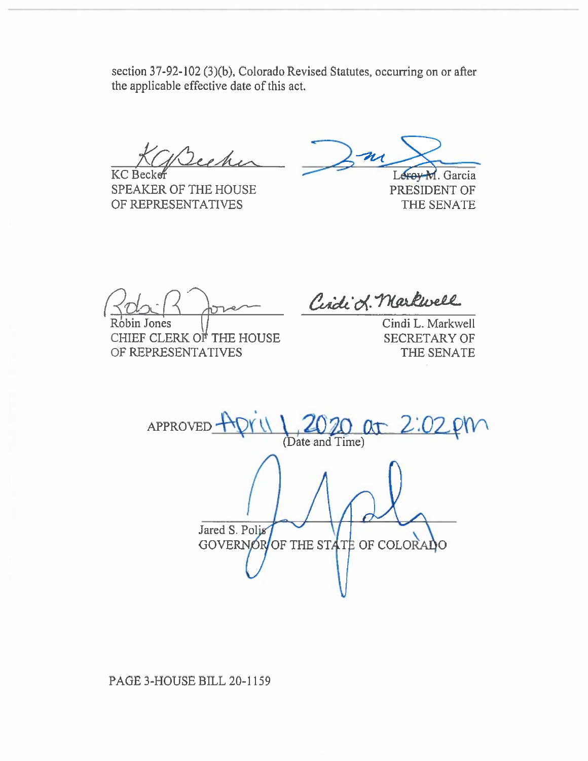section 37-92-102 (3)(b), Colorado Revised Statutes, occurring on or after the applicable effective date of this act.

KC Becker
SPEAKER OF THE HOUSE
OF REPRESENTATIVES

Leroy M. Garcia
PRESIDENT OF
THE SENATE

Robin Jones
CHIEF CLERK OF THE HOUSE
OF REPRESENTATIVES

Cindi L. Markwell
SECRETARY OF
THE SENATE

APPROVED April 1, 2020 at 2:02 pm
(Date and Time)

Jared S. Polis
GOVERNOR OF THE STATE OF COLORADO

PAGE 3-HOUSE BILL 20-1159